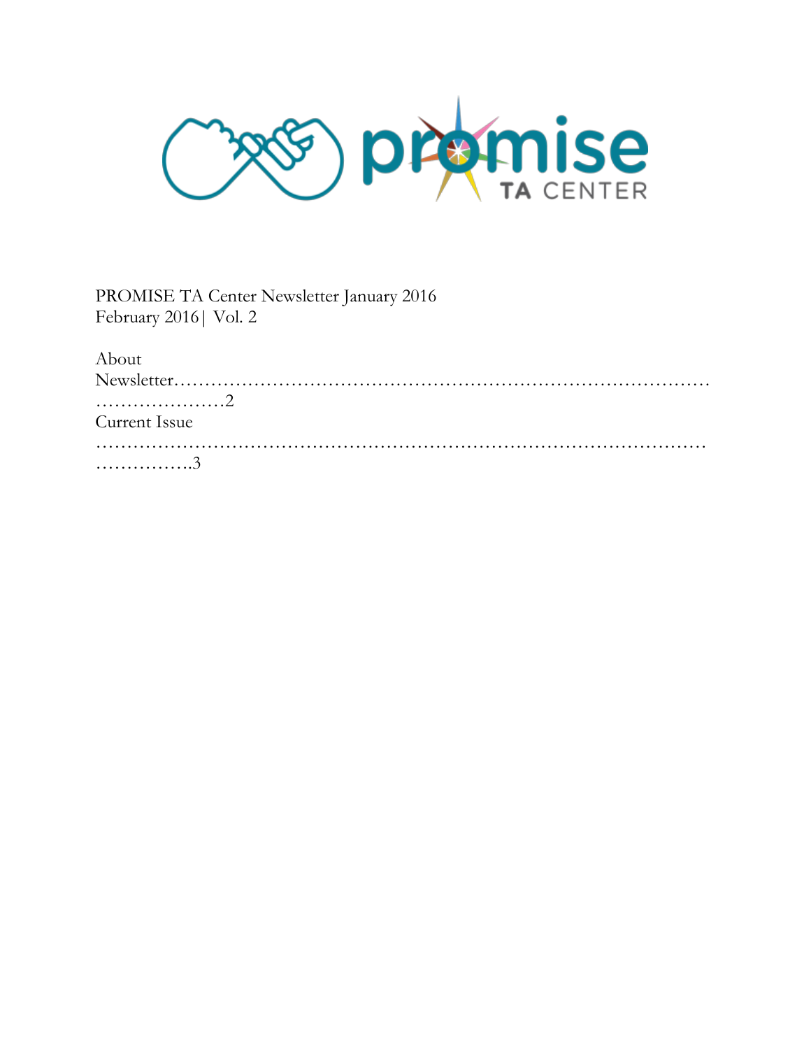PROMISE TA Center Newsletter January 2016
February 2016 | Vol. 2

About Newsletter……………………………………………………………………………………………2
Current Issue ………………………………………………………………………………………………………3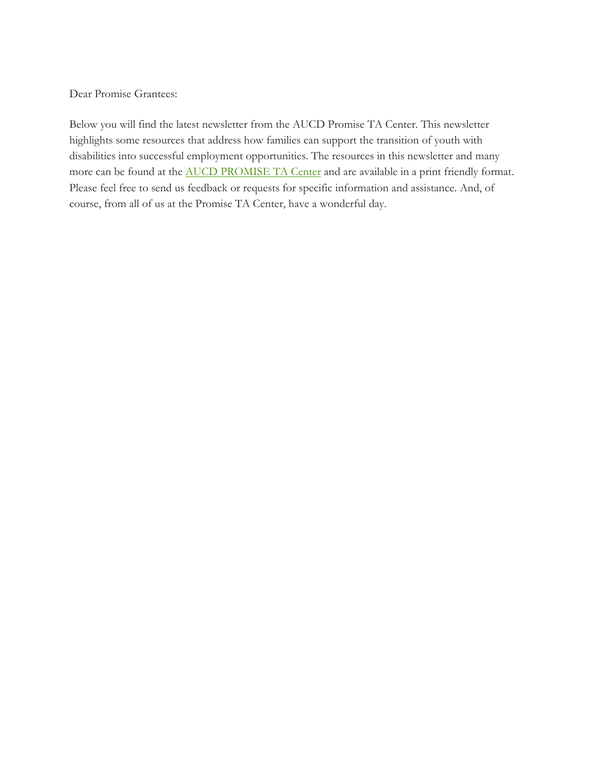Dear Promise Grantees:

Below you will find the latest newsletter from the AUCD Promise TA Center. This newsletter highlights some resources that address how families can support the transition of youth with disabilities into successful employment opportunities. The resources in this newsletter and many more can be found at the AUCD PROMISE TA Center and are available in a print friendly format. Please feel free to send us feedback or requests for specific information and assistance. And, of course, from all of us at the Promise TA Center, have a wonderful day.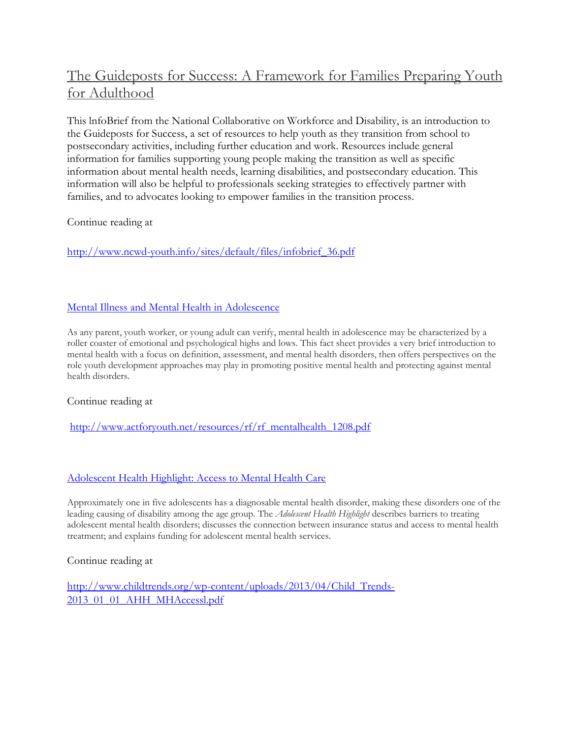## The Guideposts for Success: A Framework for Families Preparing Youth for Adulthood

This lnfoBrief from the National Collaborative on Workforce and Disability, is an introduction to the Guideposts for Success, a set of resources to help youth as they transition from school to postsecondary activities, including further education and work. Resources include general information for families supporting young people making the transition as well as specific information about mental health needs, learning disabilities, and postsecondary education. This information will also be helpful to professionals seeking strategies to effectively partner with families, and to advocates looking to empower families in the transition process.

Continue reading at

http://www.ncwd-youth.info/sites/default/files/infobrief_36.pdf

### Mental Illness and Mental Health in Adolescence

As any parent, youth worker, or young adult can verify, mental health in adolescence may be characterized by a roller coaster of emotional and psychological highs and lows. This fact sheet provides a very brief introduction to mental health with a focus on definition, assessment, and mental health disorders, then offers perspectives on the role youth development approaches may play in promoting positive mental health and protecting against mental health disorders.

Continue reading at

http://www.actforyouth.net/resources/rf/rf_mentalhealth_1208.pdf

### Adolescent Health Highlight: Access to Mental Health Care

Approximately one in five adolescents has a diagnosable mental health disorder, making these disorders one of the leading causing of disability among the age group. The *Adolescent Health Highlight* describes barriers to treating adolescent mental health disorders; discusses the connection between insurance status and access to mental health treatment; and explains funding for adolescent mental health services.

Continue reading at

http://www.childtrends.org/wp-content/uploads/2013/04/Child_Trends-2013_01_01_AHH_MHAccessl.pdf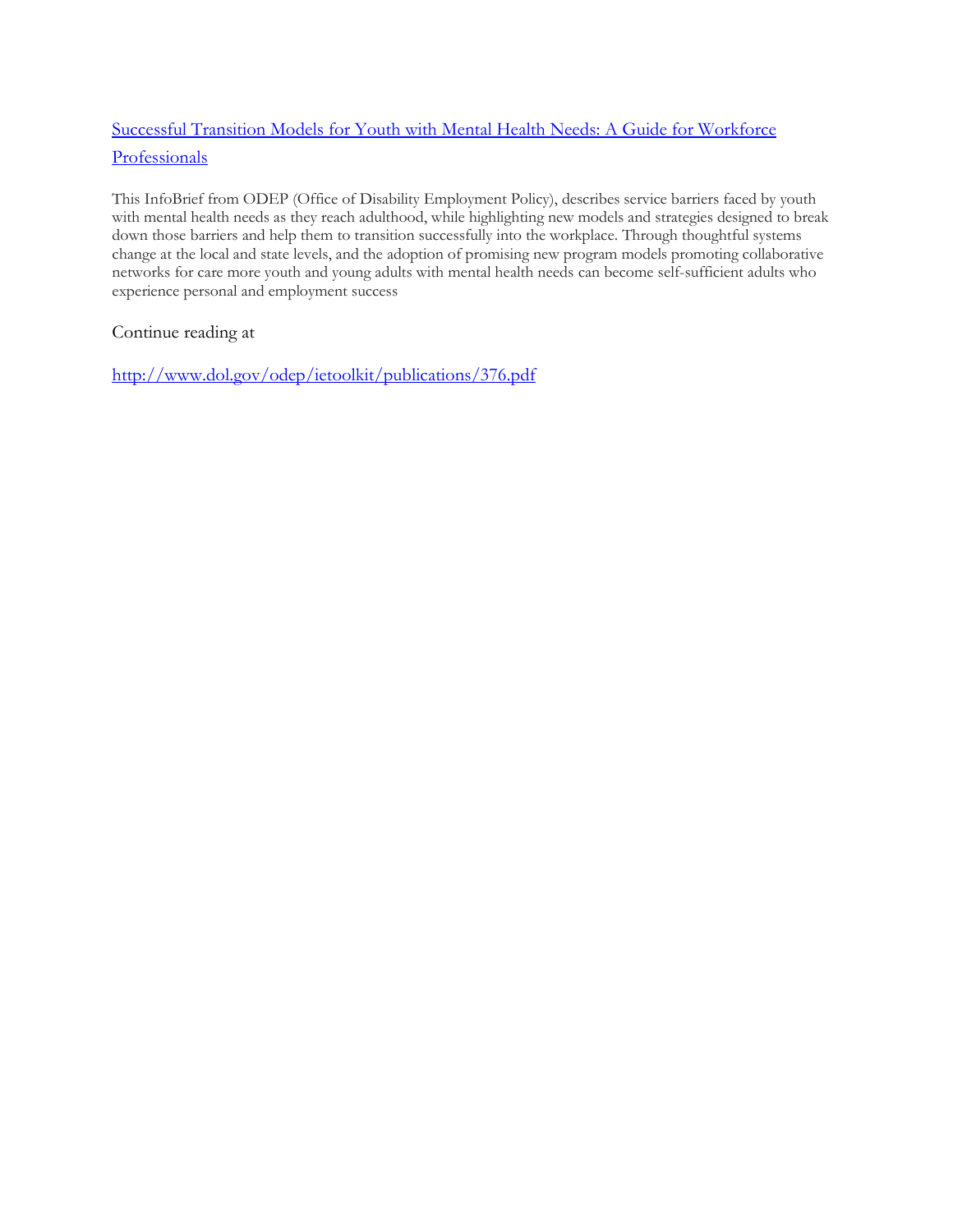[Successful Transition Models for Youth with Mental Health Needs: A Guide for Workforce Professionals](http://www.dol.gov/odep/ietoolkit/publications/376.pdf)

This InfoBrief from ODEP (Office of Disability Employment Policy), describes service barriers faced by youth with mental health needs as they reach adulthood, while highlighting new models and strategies designed to break down those barriers and help them to transition successfully into the workplace. Through thoughtful systems change at the local and state levels, and the adoption of promising new program models promoting collaborative networks for care more youth and young adults with mental health needs can become self-sufficient adults who experience personal and employment success

Continue reading at

http://www.dol.gov/odep/ietoolkit/publications/376.pdf